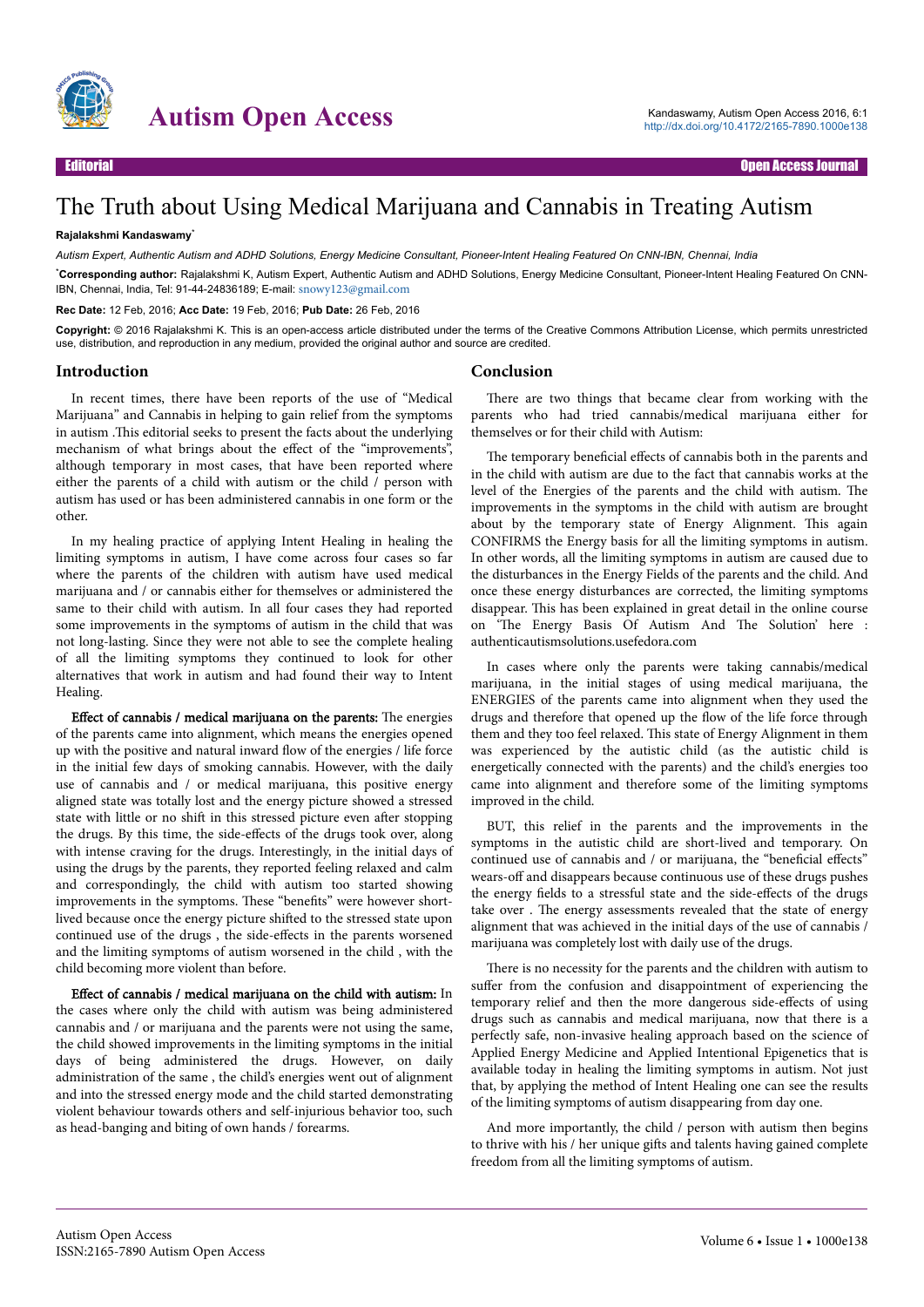# The Truth about Using Medical Marijuana and Cannabis in Treating Autism

**Rajalakshmi Kandaswamy***

*Autism Expert, Authentic Autism and ADHD Solutions, Energy Medicine Consultant, Pioneer-Intent Healing Featured On CNN-IBN, Chennai, India*

***Corresponding author:** Rajalakshmi K, Autism Expert, Authentic Autism and ADHD Solutions, Energy Medicine Consultant, Pioneer-Intent Healing Featured On CNN-IBN, Chennai, India, Tel: 91-44-24836189; E-mail: snowy123@gmail.com

**Rec Date:** 12 Feb, 2016; **Acc Date:** 19 Feb, 2016; **Pub Date:** 26 Feb, 2016

**Copyright:** © 2016 Rajalakshmi K. This is an open-access article distributed under the terms of the Creative Commons Attribution License, which permits unrestricted use, distribution, and reproduction in any medium, provided the original author and source are credited.

## Introduction

In recent times, there have been reports of the use of "Medical Marijuana" and Cannabis in helping to gain relief from the symptoms in autism .This editorial seeks to present the facts about the underlying mechanism of what brings about the effect of the "improvements", although temporary in most cases, that have been reported where either the parents of a child with autism or the child / person with autism has used or has been administered cannabis in one form or the other.

In my healing practice of applying Intent Healing in healing the limiting symptoms in autism, I have come across four cases so far where the parents of the children with autism have used medical marijuana and / or cannabis either for themselves or administered the same to their child with autism. In all four cases they had reported some improvements in the symptoms of autism in the child that was not long-lasting. Since they were not able to see the complete healing of all the limiting symptoms they continued to look for other alternatives that work in autism and had found their way to Intent Healing.

**Effect of cannabis / medical marijuana on the parents:** The energies of the parents came into alignment, which means the energies opened up with the positive and natural inward flow of the energies / life force in the initial few days of smoking cannabis. However, with the daily use of cannabis and / or medical marijuana, this positive energy aligned state was totally lost and the energy picture showed a stressed state with little or no shift in this stressed picture even after stopping the drugs. By this time, the side-effects of the drugs took over, along with intense craving for the drugs. Interestingly, in the initial days of using the drugs by the parents, they reported feeling relaxed and calm and correspondingly, the child with autism too started showing improvements in the symptoms. These "benefits" were however short-lived because once the energy picture shifted to the stressed state upon continued use of the drugs , the side-effects in the parents worsened and the limiting symptoms of autism worsened in the child , with the child becoming more violent than before.

**Effect of cannabis / medical marijuana on the child with autism:** In the cases where only the child with autism was being administered cannabis and / or marijuana and the parents were not using the same, the child showed improvements in the limiting symptoms in the initial days of being administered the drugs. However, on daily administration of the same , the child's energies went out of alignment and into the stressed energy mode and the child started demonstrating violent behaviour towards others and self-injurious behavior too, such as head-banging and biting of own hands / forearms.

## Conclusion

There are two things that became clear from working with the parents who had tried cannabis/medical marijuana either for themselves or for their child with Autism:

The temporary beneficial effects of cannabis both in the parents and in the child with autism are due to the fact that cannabis works at the level of the Energies of the parents and the child with autism. The improvements in the symptoms in the child with autism are brought about by the temporary state of Energy Alignment. This again CONFIRMS the Energy basis for all the limiting symptoms in autism. In other words, all the limiting symptoms in autism are caused due to the disturbances in the Energy Fields of the parents and the child. And once these energy disturbances are corrected, the limiting symptoms disappear. This has been explained in great detail in the online course on 'The Energy Basis Of Autism And The Solution' here : authenticautismsolutions.usefedora.com

In cases where only the parents were taking cannabis/medical marijuana, in the initial stages of using medical marijuana, the ENERGIES of the parents came into alignment when they used the drugs and therefore that opened up the flow of the life force through them and they too feel relaxed. This state of Energy Alignment in them was experienced by the autistic child (as the autistic child is energetically connected with the parents) and the child's energies too came into alignment and therefore some of the limiting symptoms improved in the child.

BUT, this relief in the parents and the improvements in the symptoms in the autistic child are short-lived and temporary. On continued use of cannabis and / or marijuana, the "beneficial effects" wears-off and disappears because continuous use of these drugs pushes the energy fields to a stressful state and the side-effects of the drugs take over . The energy assessments revealed that the state of energy alignment that was achieved in the initial days of the use of cannabis / marijuana was completely lost with daily use of the drugs.

There is no necessity for the parents and the children with autism to suffer from the confusion and disappointment of experiencing the temporary relief and then the more dangerous side-effects of using drugs such as cannabis and medical marijuana, now that there is a perfectly safe, non-invasive healing approach based on the science of Applied Energy Medicine and Applied Intentional Epigenetics that is available today in healing the limiting symptoms in autism. Not just that, by applying the method of Intent Healing one can see the results of the limiting symptoms of autism disappearing from day one.

And more importantly, the child / person with autism then begins to thrive with his / her unique gifts and talents having gained complete freedom from all the limiting symptoms of autism.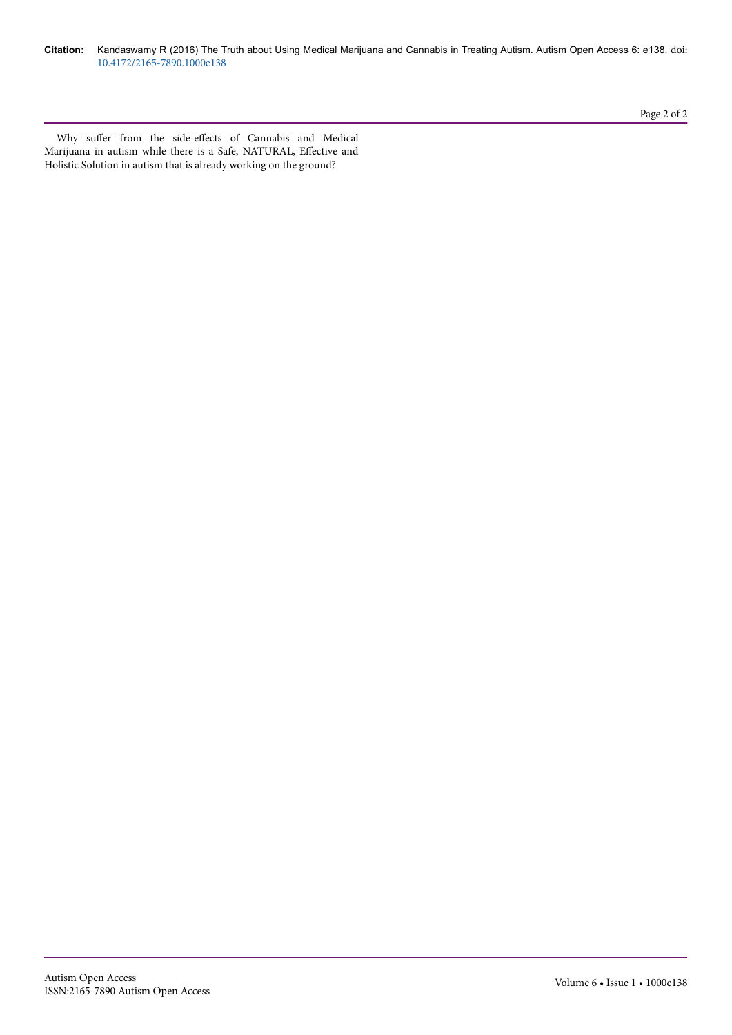Why suffer from the side-effects of Cannabis and Medical Marijuana in autism while there is a Safe, NATURAL, Effective and Holistic Solution in autism that is already working on the ground?